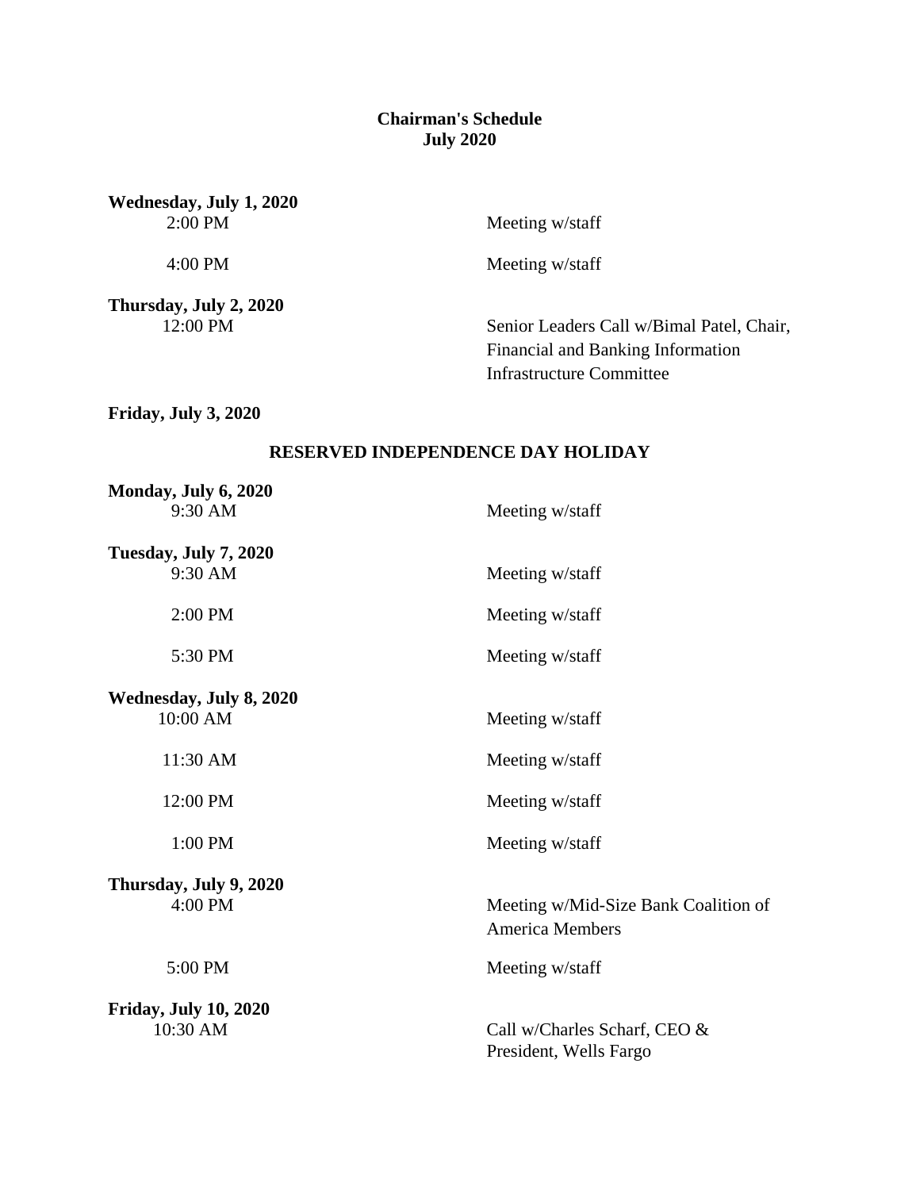# Chairman's Schedule
## July 2020

**Wednesday, July 1, 2020**

| | |
|---|---|
| 2:00 PM | Meeting w/staff |
| 4:00 PM | Meeting w/staff |

**Thursday, July 2, 2020**

| | |
|---|---|
| 12:00 PM | Senior Leaders Call w/Bimal Patel, Chair, Financial and Banking Information Infrastructure Committee |

**Friday, July 3, 2020**

**RESERVED INDEPENDENCE DAY HOLIDAY**

**Monday, July 6, 2020**

| | |
|---|---|
| 9:30 AM | Meeting w/staff |

**Tuesday, July 7, 2020**

| | |
|---|---|
| 9:30 AM | Meeting w/staff |
| 2:00 PM | Meeting w/staff |
| 5:30 PM | Meeting w/staff |

**Wednesday, July 8, 2020**

| | |
|---|---|
| 10:00 AM | Meeting w/staff |
| 11:30 AM | Meeting w/staff |
| 12:00 PM | Meeting w/staff |
| 1:00 PM | Meeting w/staff |

**Thursday, July 9, 2020**

| | |
|---|---|
| 4:00 PM | Meeting w/Mid-Size Bank Coalition of America Members |
| 5:00 PM | Meeting w/staff |

**Friday, July 10, 2020**

| | |
|---|---|
| 10:30 AM | Call w/Charles Scharf, CEO & President, Wells Fargo |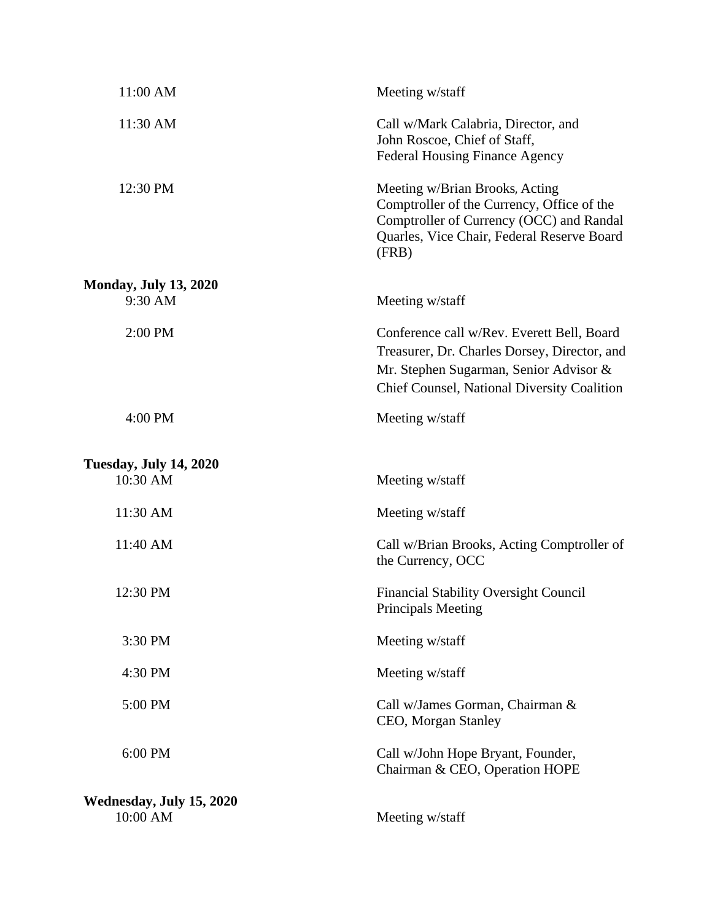| | |
|---|---|
| 11:00 AM | Meeting w/staff |
| 11:30 AM | Call w/Mark Calabria, Director, and John Roscoe, Chief of Staff, Federal Housing Finance Agency |
| 12:30 PM | Meeting w/Brian Brooks, Acting Comptroller of the Currency, Office of the Comptroller of Currency (OCC) and Randal Quarles, Vice Chair, Federal Reserve Board (FRB) |

**Monday, July 13, 2020**

| | |
|---|---|
| 9:30 AM | Meeting w/staff |
| 2:00 PM | Conference call w/Rev. Everett Bell, Board Treasurer, Dr. Charles Dorsey, Director, and Mr. Stephen Sugarman, Senior Advisor & Chief Counsel, National Diversity Coalition |
| 4:00 PM | Meeting w/staff |

**Tuesday, July 14, 2020**

| | |
|---|---|
| 10:30 AM | Meeting w/staff |
| 11:30 AM | Meeting w/staff |
| 11:40 AM | Call w/Brian Brooks, Acting Comptroller of the Currency, OCC |
| 12:30 PM | Financial Stability Oversight Council Principals Meeting |
| 3:30 PM | Meeting w/staff |
| 4:30 PM | Meeting w/staff |
| 5:00 PM | Call w/James Gorman, Chairman & CEO, Morgan Stanley |
| 6:00 PM | Call w/John Hope Bryant, Founder, Chairman & CEO, Operation HOPE |

**Wednesday, July 15, 2020**

| | |
|---|---|
| 10:00 AM | Meeting w/staff |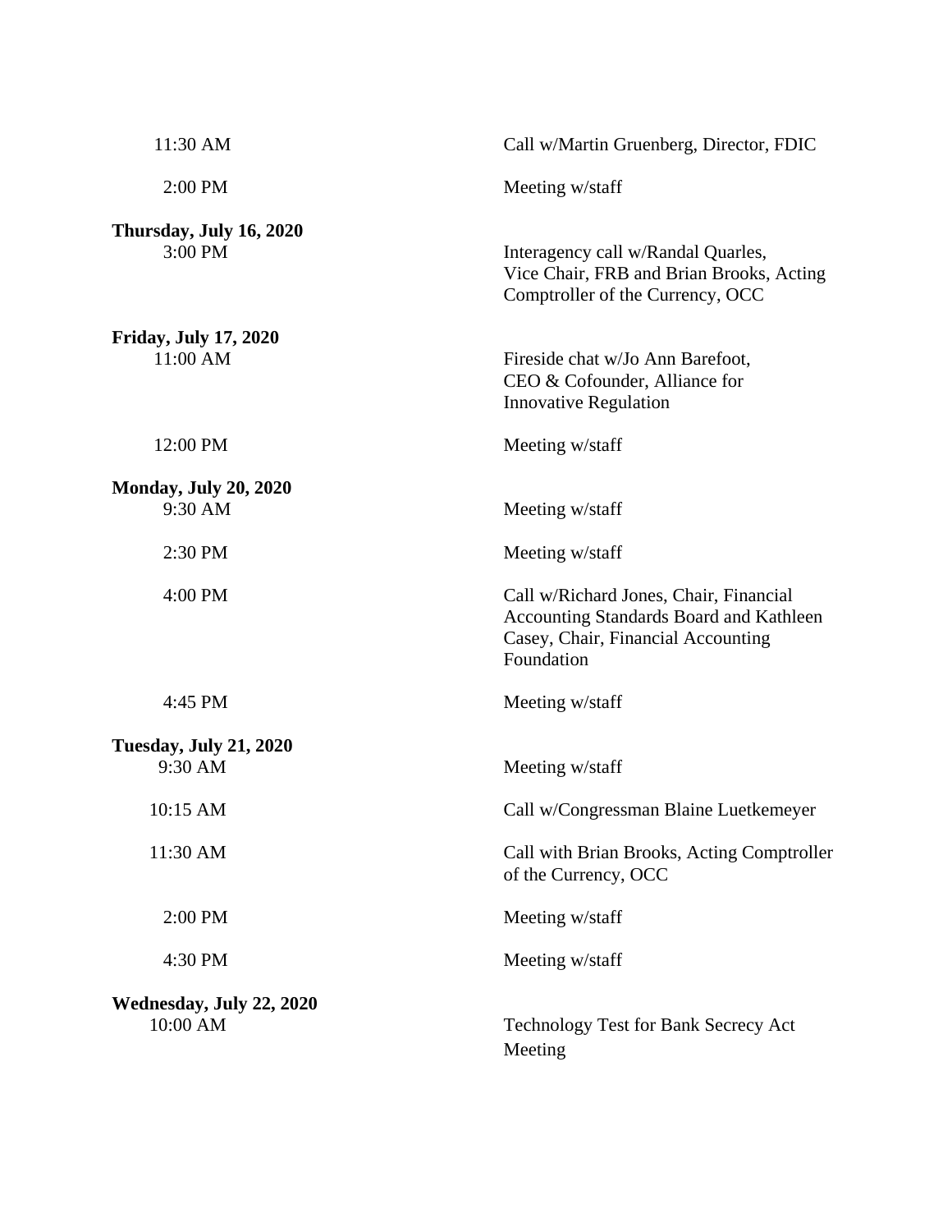| | |
|---|---|
| 11:30 AM | Call w/Martin Gruenberg, Director, FDIC |
| 2:00 PM | Meeting w/staff |
| **Thursday, July 16, 2020** | |
| 3:00 PM | Interagency call w/Randal Quarles, Vice Chair, FRB and Brian Brooks, Acting Comptroller of the Currency, OCC |
| **Friday, July 17, 2020** | |
| 11:00 AM | Fireside chat w/Jo Ann Barefoot, CEO & Cofounder, Alliance for Innovative Regulation |
| 12:00 PM | Meeting w/staff |
| **Monday, July 20, 2020** | |
| 9:30 AM | Meeting w/staff |
| 2:30 PM | Meeting w/staff |
| 4:00 PM | Call w/Richard Jones, Chair, Financial Accounting Standards Board and Kathleen Casey, Chair, Financial Accounting Foundation |
| 4:45 PM | Meeting w/staff |
| **Tuesday, July 21, 2020** | |
| 9:30 AM | Meeting w/staff |
| 10:15 AM | Call w/Congressman Blaine Luetkemeyer |
| 11:30 AM | Call with Brian Brooks, Acting Comptroller of the Currency, OCC |
| 2:00 PM | Meeting w/staff |
| 4:30 PM | Meeting w/staff |
| **Wednesday, July 22, 2020** | |
| 10:00 AM | Technology Test for Bank Secrecy Act Meeting |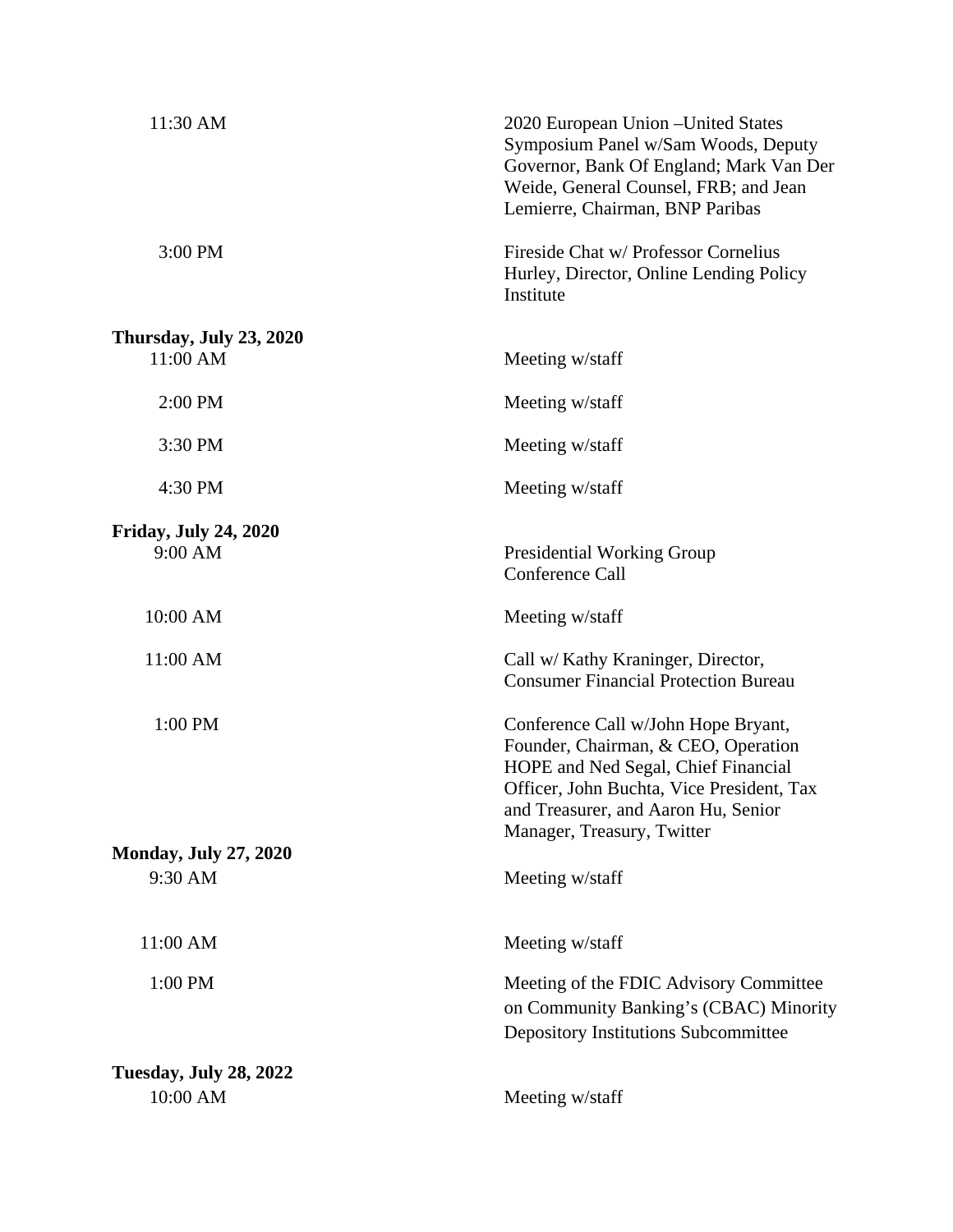| | |
|---|---|
| 11:30 AM | 2020 European Union –United States Symposium Panel w/Sam Woods, Deputy Governor, Bank Of England; Mark Van Der Weide, General Counsel, FRB; and Jean Lemierre, Chairman, BNP Paribas |
| 3:00 PM | Fireside Chat w/ Professor Cornelius Hurley, Director, Online Lending Policy Institute |

**Thursday, July 23, 2020**

| | |
|---|---|
| 11:00 AM | Meeting w/staff |
| 2:00 PM | Meeting w/staff |
| 3:30 PM | Meeting w/staff |
| 4:30 PM | Meeting w/staff |

**Friday, July 24, 2020**

| | |
|---|---|
| 9:00 AM | Presidential Working Group Conference Call |
| 10:00 AM | Meeting w/staff |
| 11:00 AM | Call w/ Kathy Kraninger, Director, Consumer Financial Protection Bureau |
| 1:00 PM | Conference Call w/John Hope Bryant, Founder, Chairman, & CEO, Operation HOPE and Ned Segal, Chief Financial Officer, John Buchta, Vice President, Tax and Treasurer, and Aaron Hu, Senior Manager, Treasury, Twitter |

**Monday, July 27, 2020**

| | |
|---|---|
| 9:30 AM | Meeting w/staff |
| 11:00 AM | Meeting w/staff |
| 1:00 PM | Meeting of the FDIC Advisory Committee on Community Banking's (CBAC) Minority Depository Institutions Subcommittee |

**Tuesday, July 28, 2022**

| | |
|---|---|
| 10:00 AM | Meeting w/staff |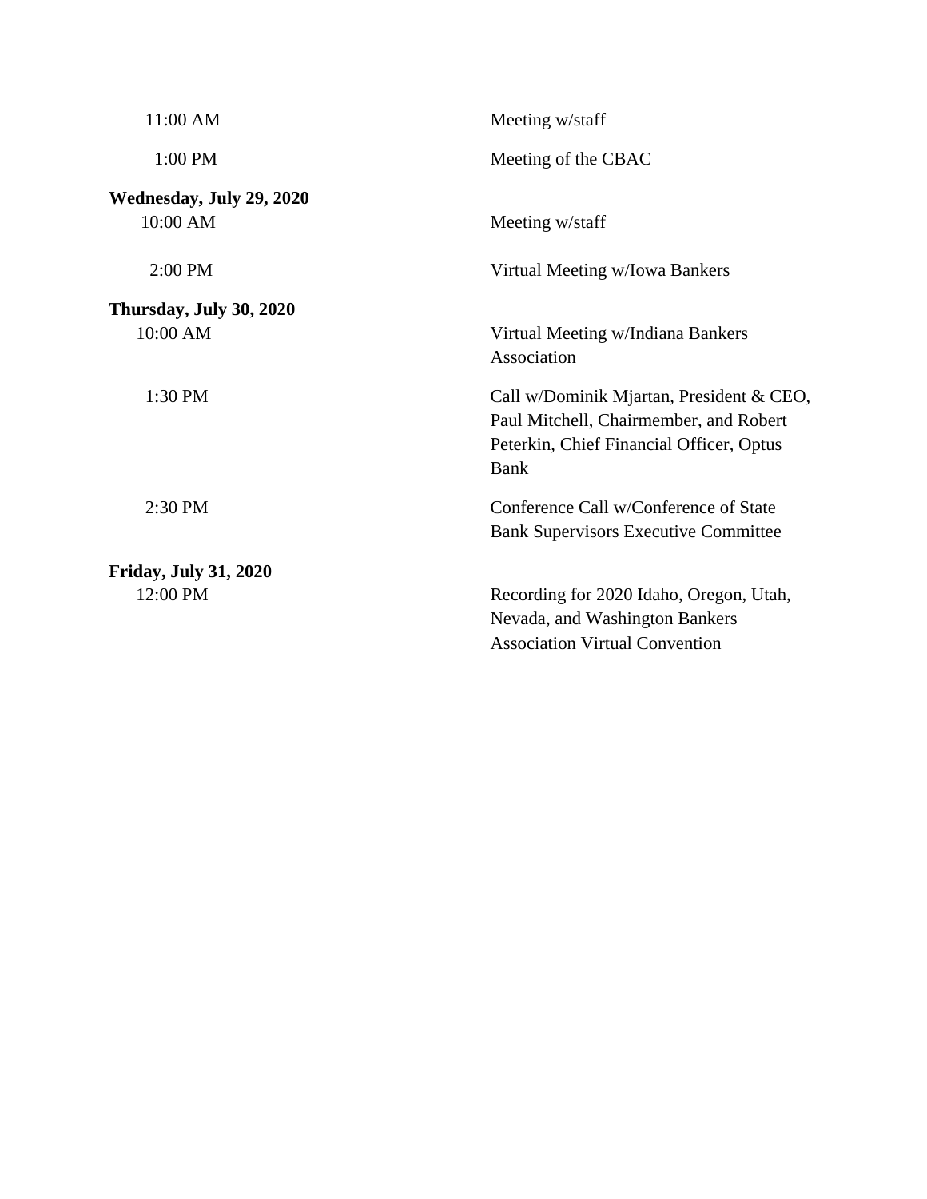| | |
|---|---|
| 11:00 AM | Meeting w/staff |
| 1:00 PM | Meeting of the CBAC |
| **Wednesday, July 29, 2020** | |
| 10:00 AM | Meeting w/staff |
| 2:00 PM | Virtual Meeting w/Iowa Bankers |
| **Thursday, July 30, 2020** | |
| 10:00 AM | Virtual Meeting w/Indiana Bankers Association |
| 1:30 PM | Call w/Dominik Mjartan, President & CEO, Paul Mitchell, Chairmember, and Robert Peterkin, Chief Financial Officer, Optus Bank |
| 2:30 PM | Conference Call w/Conference of State Bank Supervisors Executive Committee |
| **Friday, July 31, 2020** | |
| 12:00 PM | Recording for 2020 Idaho, Oregon, Utah, Nevada, and Washington Bankers Association Virtual Convention |